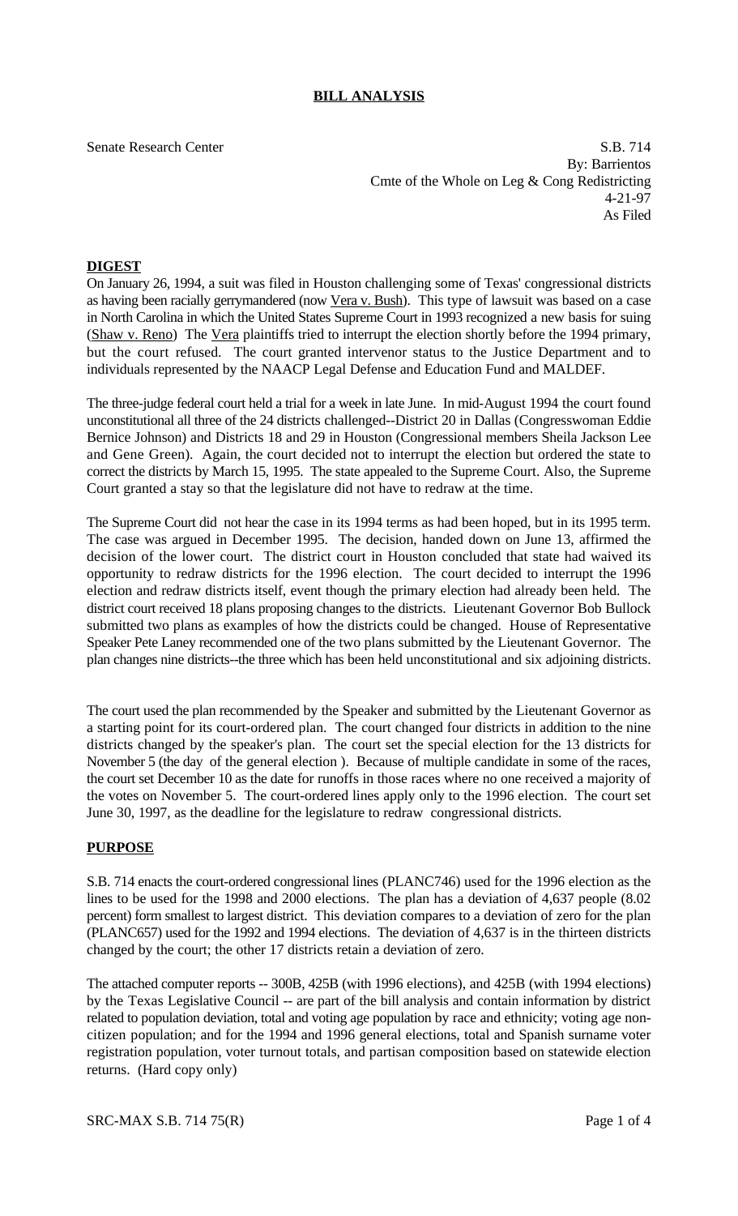## BILL ANALYSIS

Senate Research Center

S.B. 714
By: Barrientos
Cmte of the Whole on Leg & Cong Redistricting
4-21-97
As Filed

### DIGEST

On January 26, 1994, a suit was filed in Houston challenging some of Texas' congressional districts as having been racially gerrymandered (now Vera v. Bush). This type of lawsuit was based on a case in North Carolina in which the United States Supreme Court in 1993 recognized a new basis for suing (Shaw v. Reno) The Vera plaintiffs tried to interrupt the election shortly before the 1994 primary, but the court refused. The court granted intervenor status to the Justice Department and to individuals represented by the NAACP Legal Defense and Education Fund and MALDEF.

The three-judge federal court held a trial for a week in late June. In mid-August 1994 the court found unconstitutional all three of the 24 districts challenged--District 20 in Dallas (Congresswoman Eddie Bernice Johnson) and Districts 18 and 29 in Houston (Congressional members Sheila Jackson Lee and Gene Green). Again, the court decided not to interrupt the election but ordered the state to correct the districts by March 15, 1995. The state appealed to the Supreme Court. Also, the Supreme Court granted a stay so that the legislature did not have to redraw at the time.

The Supreme Court did not hear the case in its 1994 terms as had been hoped, but in its 1995 term. The case was argued in December 1995. The decision, handed down on June 13, affirmed the decision of the lower court. The district court in Houston concluded that state had waived its opportunity to redraw districts for the 1996 election. The court decided to interrupt the 1996 election and redraw districts itself, event though the primary election had already been held. The district court received 18 plans proposing changes to the districts. Lieutenant Governor Bob Bullock submitted two plans as examples of how the districts could be changed. House of Representative Speaker Pete Laney recommended one of the two plans submitted by the Lieutenant Governor. The plan changes nine districts--the three which has been held unconstitutional and six adjoining districts.

The court used the plan recommended by the Speaker and submitted by the Lieutenant Governor as a starting point for its court-ordered plan. The court changed four districts in addition to the nine districts changed by the speaker's plan. The court set the special election for the 13 districts for November 5 (the day of the general election ). Because of multiple candidate in some of the races, the court set December 10 as the date for runoffs in those races where no one received a majority of the votes on November 5. The court-ordered lines apply only to the 1996 election. The court set June 30, 1997, as the deadline for the legislature to redraw congressional districts.

### PURPOSE

S.B. 714 enacts the court-ordered congressional lines (PLANC746) used for the 1996 election as the lines to be used for the 1998 and 2000 elections. The plan has a deviation of 4,637 people (8.02 percent) form smallest to largest district. This deviation compares to a deviation of zero for the plan (PLANC657) used for the 1992 and 1994 elections. The deviation of 4,637 is in the thirteen districts changed by the court; the other 17 districts retain a deviation of zero.

The attached computer reports -- 300B, 425B (with 1996 elections), and 425B (with 1994 elections) by the Texas Legislative Council -- are part of the bill analysis and contain information by district related to population deviation, total and voting age population by race and ethnicity; voting age non-citizen population; and for the 1994 and 1996 general elections, total and Spanish surname voter registration population, voter turnout totals, and partisan composition based on statewide election returns. (Hard copy only)

SRC-MAX S.B. 714 75(R)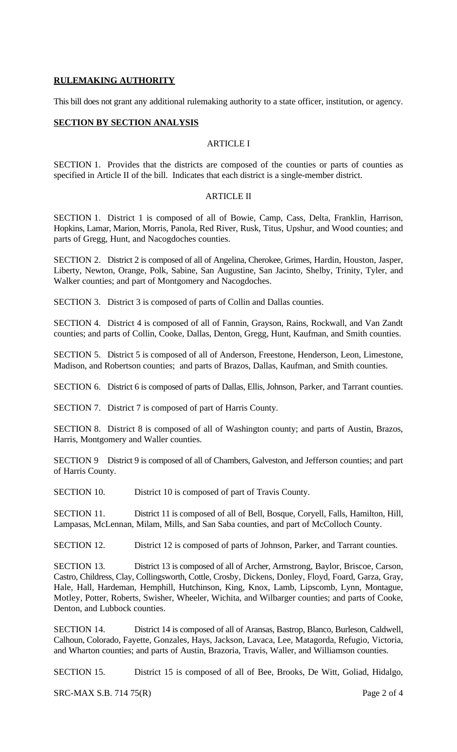## RULEMAKING AUTHORITY

This bill does not grant any additional rulemaking authority to a state officer, institution, or agency.

## SECTION BY SECTION ANALYSIS

### ARTICLE I

SECTION 1. Provides that the districts are composed of the counties or parts of counties as specified in Article II of the bill. Indicates that each district is a single-member district.

### ARTICLE II

SECTION 1. District 1 is composed of all of Bowie, Camp, Cass, Delta, Franklin, Harrison, Hopkins, Lamar, Marion, Morris, Panola, Red River, Rusk, Titus, Upshur, and Wood counties; and parts of Gregg, Hunt, and Nacogdoches counties.

SECTION 2. District 2 is composed of all of Angelina, Cherokee, Grimes, Hardin, Houston, Jasper, Liberty, Newton, Orange, Polk, Sabine, San Augustine, San Jacinto, Shelby, Trinity, Tyler, and Walker counties; and part of Montgomery and Nacogdoches.

SECTION 3. District 3 is composed of parts of Collin and Dallas counties.

SECTION 4. District 4 is composed of all of Fannin, Grayson, Rains, Rockwall, and Van Zandt counties; and parts of Collin, Cooke, Dallas, Denton, Gregg, Hunt, Kaufman, and Smith counties.

SECTION 5. District 5 is composed of all of Anderson, Freestone, Henderson, Leon, Limestone, Madison, and Robertson counties; and parts of Brazos, Dallas, Kaufman, and Smith counties.

SECTION 6. District 6 is composed of parts of Dallas, Ellis, Johnson, Parker, and Tarrant counties.

SECTION 7. District 7 is composed of part of Harris County.

SECTION 8. District 8 is composed of all of Washington county; and parts of Austin, Brazos, Harris, Montgomery and Waller counties.

SECTION 9 District 9 is composed of all of Chambers, Galveston, and Jefferson counties; and part of Harris County.

SECTION 10. District 10 is composed of part of Travis County.

SECTION 11. District 11 is composed of all of Bell, Bosque, Coryell, Falls, Hamilton, Hill, Lampasas, McLennan, Milam, Mills, and San Saba counties, and part of McColloch County.

SECTION 12. District 12 is composed of parts of Johnson, Parker, and Tarrant counties.

SECTION 13. District 13 is composed of all of Archer, Armstrong, Baylor, Briscoe, Carson, Castro, Childress, Clay, Collingsworth, Cottle, Crosby, Dickens, Donley, Floyd, Foard, Garza, Gray, Hale, Hall, Hardeman, Hemphill, Hutchinson, King, Knox, Lamb, Lipscomb, Lynn, Montague, Motley, Potter, Roberts, Swisher, Wheeler, Wichita, and Wilbarger counties; and parts of Cooke, Denton, and Lubbock counties.

SECTION 14. District 14 is composed of all of Aransas, Bastrop, Blanco, Burleson, Caldwell, Calhoun, Colorado, Fayette, Gonzales, Hays, Jackson, Lavaca, Lee, Matagorda, Refugio, Victoria, and Wharton counties; and parts of Austin, Brazoria, Travis, Waller, and Williamson counties.

SECTION 15. District 15 is composed of all of Bee, Brooks, De Witt, Goliad, Hidalgo,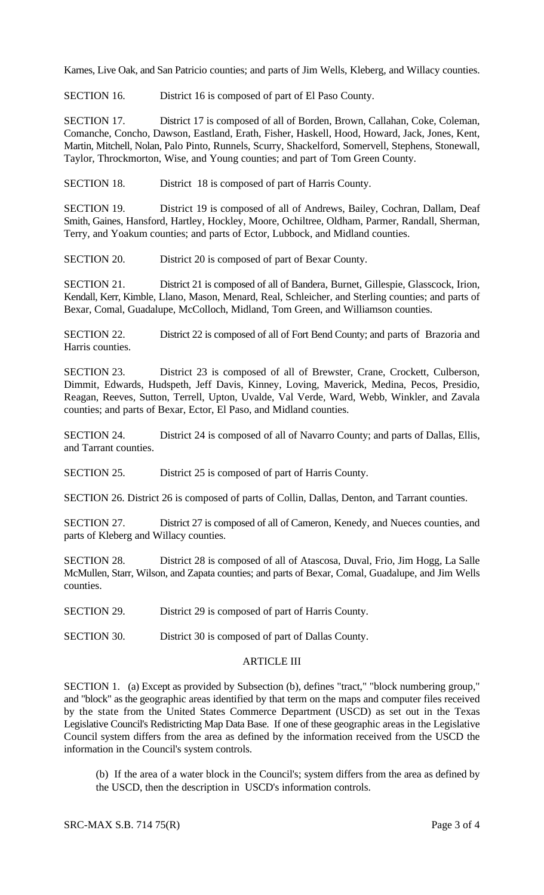Karnes, Live Oak, and San Patricio counties; and parts of Jim Wells, Kleberg, and Willacy counties.

SECTION 16. District 16 is composed of part of El Paso County.

SECTION 17. District 17 is composed of all of Borden, Brown, Callahan, Coke, Coleman, Comanche, Concho, Dawson, Eastland, Erath, Fisher, Haskell, Hood, Howard, Jack, Jones, Kent, Martin, Mitchell, Nolan, Palo Pinto, Runnels, Scurry, Shackelford, Somervell, Stephens, Stonewall, Taylor, Throckmorton, Wise, and Young counties; and part of Tom Green County.

SECTION 18. District 18 is composed of part of Harris County.

SECTION 19. District 19 is composed of all of Andrews, Bailey, Cochran, Dallam, Deaf Smith, Gaines, Hansford, Hartley, Hockley, Moore, Ochiltree, Oldham, Parmer, Randall, Sherman, Terry, and Yoakum counties; and parts of Ector, Lubbock, and Midland counties.

SECTION 20. District 20 is composed of part of Bexar County.

SECTION 21. District 21 is composed of all of Bandera, Burnet, Gillespie, Glasscock, Irion, Kendall, Kerr, Kimble, Llano, Mason, Menard, Real, Schleicher, and Sterling counties; and parts of Bexar, Comal, Guadalupe, McColloch, Midland, Tom Green, and Williamson counties.

SECTION 22. District 22 is composed of all of Fort Bend County; and parts of Brazoria and Harris counties.

SECTION 23. District 23 is composed of all of Brewster, Crane, Crockett, Culberson, Dimmit, Edwards, Hudspeth, Jeff Davis, Kinney, Loving, Maverick, Medina, Pecos, Presidio, Reagan, Reeves, Sutton, Terrell, Upton, Uvalde, Val Verde, Ward, Webb, Winkler, and Zavala counties; and parts of Bexar, Ector, El Paso, and Midland counties.

SECTION 24. District 24 is composed of all of Navarro County; and parts of Dallas, Ellis, and Tarrant counties.

SECTION 25. District 25 is composed of part of Harris County.

SECTION 26. District 26 is composed of parts of Collin, Dallas, Denton, and Tarrant counties.

SECTION 27. District 27 is composed of all of Cameron, Kenedy, and Nueces counties, and parts of Kleberg and Willacy counties.

SECTION 28. District 28 is composed of all of Atascosa, Duval, Frio, Jim Hogg, La Salle McMullen, Starr, Wilson, and Zapata counties; and parts of Bexar, Comal, Guadalupe, and Jim Wells counties.

SECTION 29. District 29 is composed of part of Harris County.

SECTION 30. District 30 is composed of part of Dallas County.

## ARTICLE III

SECTION 1. (a) Except as provided by Subsection (b), defines "tract," "block numbering group," and "block" as the geographic areas identified by that term on the maps and computer files received by the state from the United States Commerce Department (USCD) as set out in the Texas Legislative Council's Redistricting Map Data Base. If one of these geographic areas in the Legislative Council system differs from the area as defined by the information received from the USCD the information in the Council's system controls.

(b) If the area of a water block in the Council's; system differs from the area as defined by the USCD, then the description in USCD's information controls.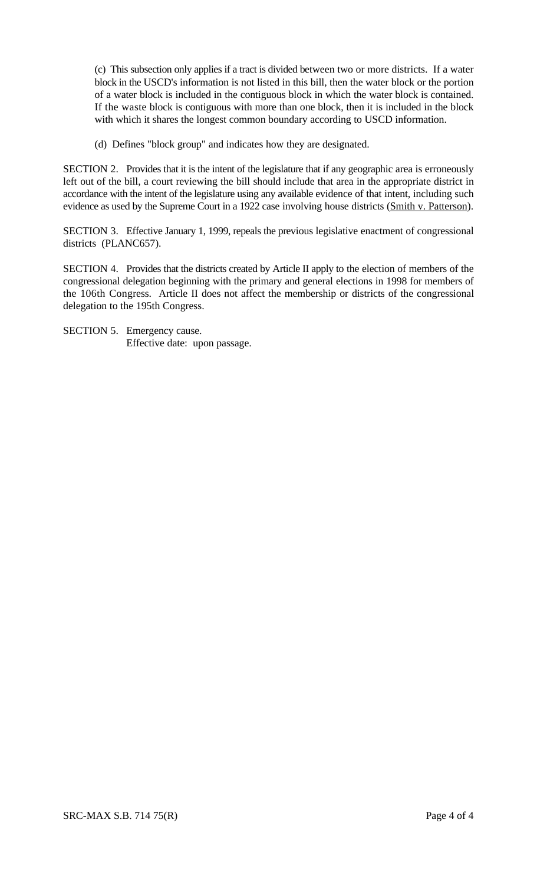(c) This subsection only applies if a tract is divided between two or more districts. If a water block in the USCD's information is not listed in this bill, then the water block or the portion of a water block is included in the contiguous block in which the water block is contained. If the waste block is contiguous with more than one block, then it is included in the block with which it shares the longest common boundary according to USCD information.

(d) Defines "block group" and indicates how they are designated.

SECTION 2. Provides that it is the intent of the legislature that if any geographic area is erroneously left out of the bill, a court reviewing the bill should include that area in the appropriate district in accordance with the intent of the legislature using any available evidence of that intent, including such evidence as used by the Supreme Court in a 1922 case involving house districts (Smith v. Patterson).

SECTION 3. Effective January 1, 1999, repeals the previous legislative enactment of congressional districts (PLANC657).

SECTION 4. Provides that the districts created by Article II apply to the election of members of the congressional delegation beginning with the primary and general elections in 1998 for members of the 106th Congress. Article II does not affect the membership or districts of the congressional delegation to the 195th Congress.

SECTION 5. Emergency cause.
Effective date: upon passage.